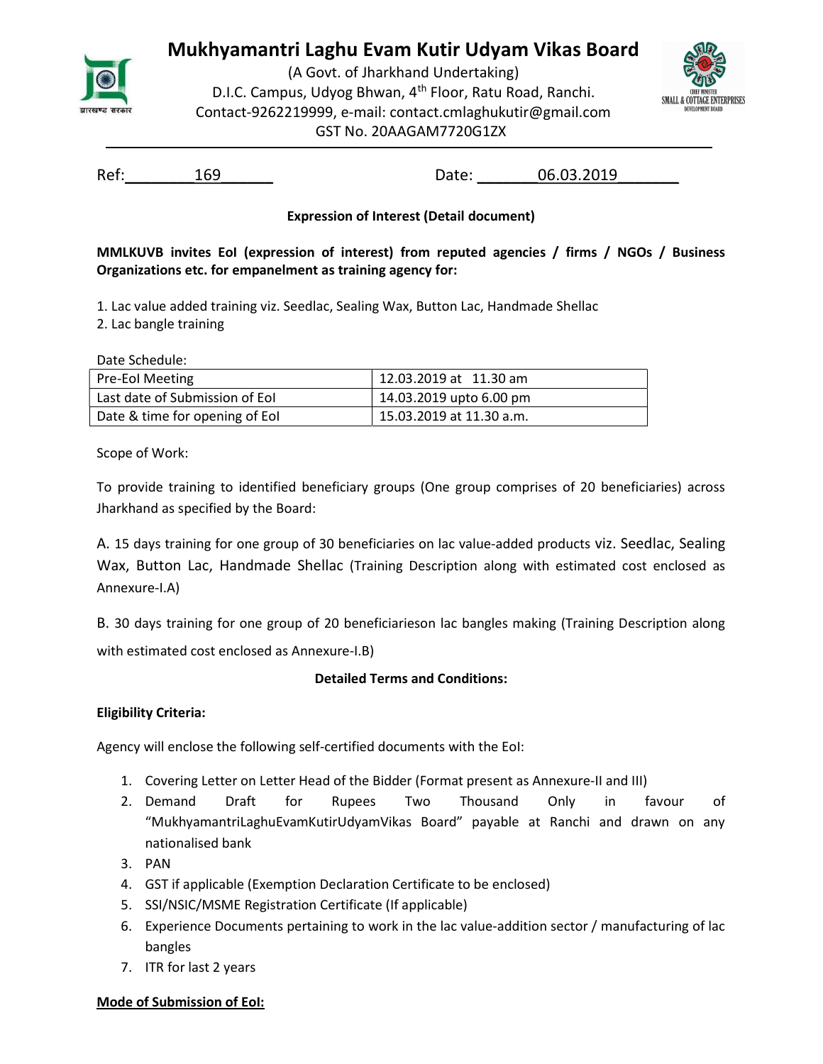# Mukhyamantri Laghu Evam Kutir Udyam Vikas Board

(A Govt. of Jharkhand Undertaking)
D.I.C. Campus, Udyog Bhwan, 4th Floor, Ratu Road, Ranchi.
Contact-9262219999, e-mail: contact.cmlaghukutir@gmail.com
GST No. 20AAGAM7720G1ZX

Ref: 169 Date: 06.03.2019

**Expression of Interest (Detail document)**

**MMLKUVB invites EoI (expression of interest) from reputed agencies / firms / NGOs / Business Organizations etc. for empanelment as training agency for:**

1. Lac value added training viz. Seedlac, Sealing Wax, Button Lac, Handmade Shellac
2. Lac bangle training

Date Schedule:

| Pre-EoI Meeting | 12.03.2019 at 11.30 am |
|---|---|
| Last date of Submission of EoI | 14.03.2019 upto 6.00 pm |
| Date & time for opening of EoI | 15.03.2019 at 11.30 a.m. |

Scope of Work:

To provide training to identified beneficiary groups (One group comprises of 20 beneficiaries) across Jharkhand as specified by the Board:

A. 15 days training for one group of 30 beneficiaries on lac value-added products viz. Seedlac, Sealing Wax, Button Lac, Handmade Shellac (Training Description along with estimated cost enclosed as Annexure-I.A)

B. 30 days training for one group of 20 beneficiarieson lac bangles making (Training Description along with estimated cost enclosed as Annexure-I.B)

**Detailed Terms and Conditions:**

**Eligibility Criteria:**

Agency will enclose the following self-certified documents with the EoI:

1. Covering Letter on Letter Head of the Bidder (Format present as Annexure-II and III)
2. Demand Draft for Rupees Two Thousand Only in favour of "MukhyamantriLaghuEvamKutirUdyamVikas Board" payable at Ranchi and drawn on any nationalised bank
3. PAN
4. GST if applicable (Exemption Declaration Certificate to be enclosed)
5. SSI/NSIC/MSME Registration Certificate (If applicable)
6. Experience Documents pertaining to work in the lac value-addition sector / manufacturing of lac bangles
7. ITR for last 2 years

**Mode of Submission of EoI:**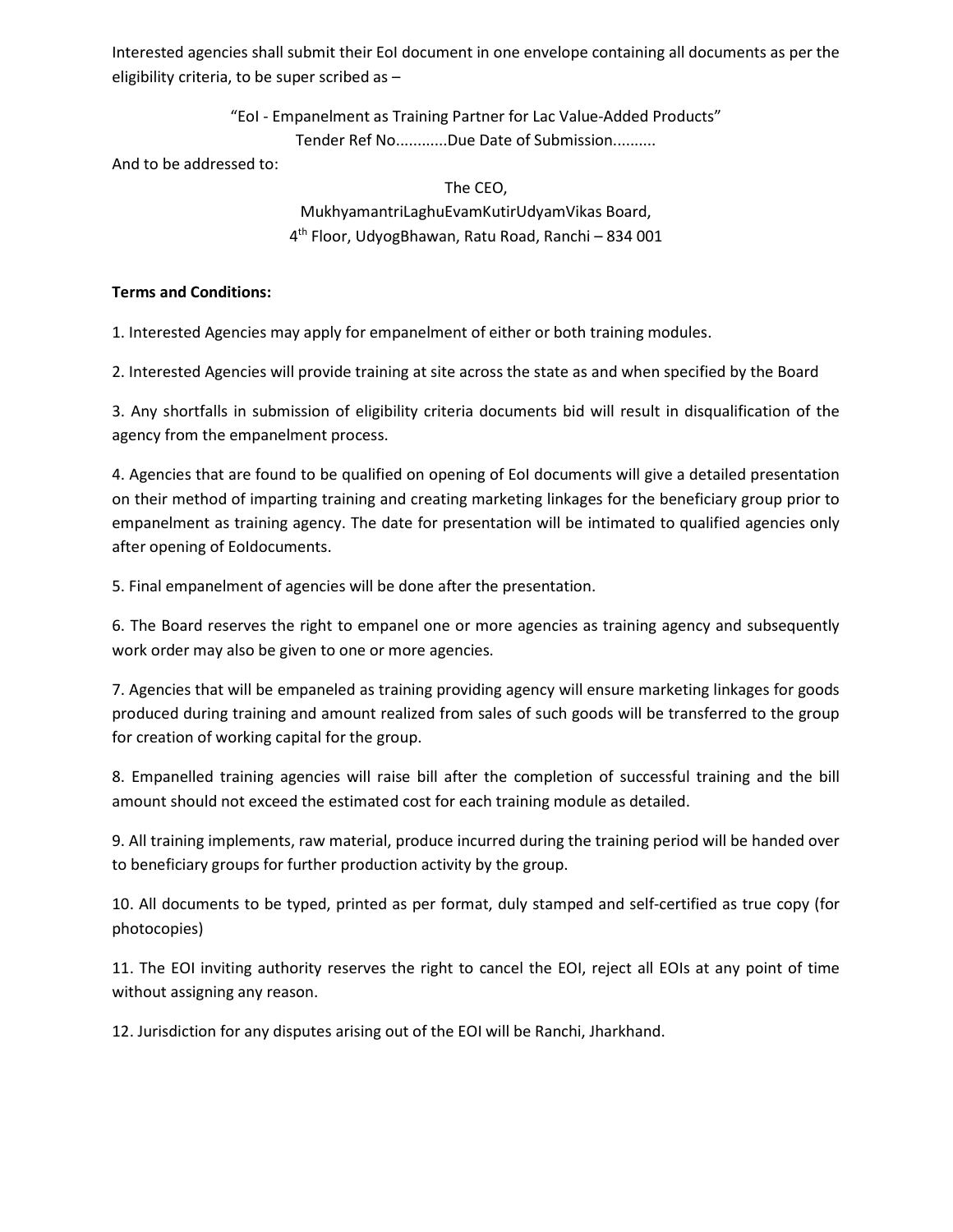Interested agencies shall submit their EoI document in one envelope containing all documents as per the eligibility criteria, to be super scribed as –

"EoI - Empanelment as Training Partner for Lac Value-Added Products"
Tender Ref No...........Due Date of Submission..........

And to be addressed to:

The CEO,
MukhyamantriLaghuEvamKutirUdyamVikas Board,
4th Floor, UdyogBhawan, Ratu Road, Ranchi – 834 001

**Terms and Conditions:**

1. Interested Agencies may apply for empanelment of either or both training modules.

2. Interested Agencies will provide training at site across the state as and when specified by the Board

3. Any shortfalls in submission of eligibility criteria documents bid will result in disqualification of the agency from the empanelment process.

4. Agencies that are found to be qualified on opening of EoI documents will give a detailed presentation on their method of imparting training and creating marketing linkages for the beneficiary group prior to empanelment as training agency. The date for presentation will be intimated to qualified agencies only after opening of EoIdocuments.

5. Final empanelment of agencies will be done after the presentation.

6. The Board reserves the right to empanel one or more agencies as training agency and subsequently work order may also be given to one or more agencies.

7. Agencies that will be empaneled as training providing agency will ensure marketing linkages for goods produced during training and amount realized from sales of such goods will be transferred to the group for creation of working capital for the group.

8. Empanelled training agencies will raise bill after the completion of successful training and the bill amount should not exceed the estimated cost for each training module as detailed.

9. All training implements, raw material, produce incurred during the training period will be handed over to beneficiary groups for further production activity by the group.

10. All documents to be typed, printed as per format, duly stamped and self-certified as true copy (for photocopies)

11. The EOI inviting authority reserves the right to cancel the EOI, reject all EOIs at any point of time without assigning any reason.

12. Jurisdiction for any disputes arising out of the EOI will be Ranchi, Jharkhand.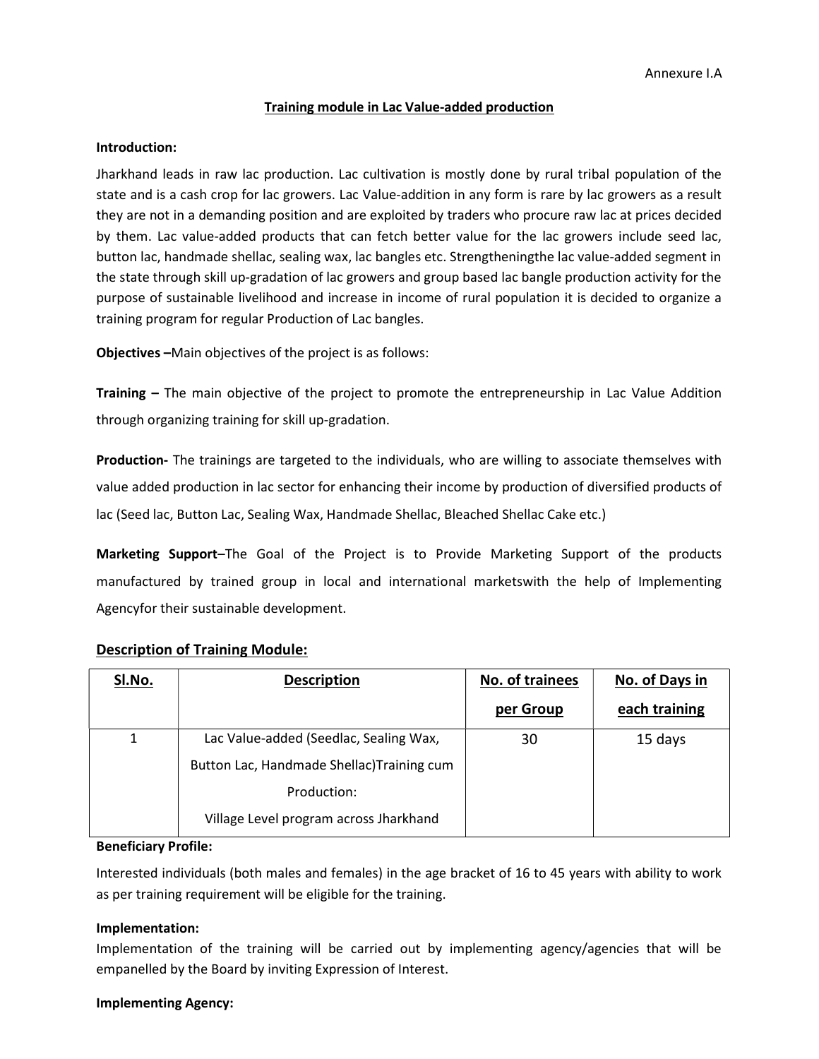Annexure I.A

**Training module in Lac Value-added production**

**Introduction:**

Jharkhand leads in raw lac production. Lac cultivation is mostly done by rural tribal population of the state and is a cash crop for lac growers. Lac Value-addition in any form is rare by lac growers as a result they are not in a demanding position and are exploited by traders who procure raw lac at prices decided by them. Lac value-added products that can fetch better value for the lac growers include seed lac, button lac, handmade shellac, sealing wax, lac bangles etc. Strengtheningthe lac value-added segment in the state through skill up-gradation of lac growers and group based lac bangle production activity for the purpose of sustainable livelihood and increase in income of rural population it is decided to organize a training program for regular Production of Lac bangles.

**Objectives –**Main objectives of the project is as follows:

**Training –** The main objective of the project to promote the entrepreneurship in Lac Value Addition through organizing training for skill up-gradation.

**Production-** The trainings are targeted to the individuals, who are willing to associate themselves with value added production in lac sector for enhancing their income by production of diversified products of lac (Seed lac, Button Lac, Sealing Wax, Handmade Shellac, Bleached Shellac Cake etc.)

**Marketing Support**–The Goal of the Project is to Provide Marketing Support of the products manufactured by trained group in local and international marketswith the help of Implementing Agencyfor their sustainable development.

## Description of Training Module:

| Sl.No. | Description | No. of trainees per Group | No. of Days in each training |
|---|---|---|---|
| 1 | Lac Value-added (Seedlac, Sealing Wax, Button Lac, Handmade Shellac)Training cum Production:<br>Village Level program across Jharkhand | 30 | 15 days |

**Beneficiary Profile:**

Interested individuals (both males and females) in the age bracket of 16 to 45 years with ability to work as per training requirement will be eligible for the training.

**Implementation:**

Implementation of the training will be carried out by implementing agency/agencies that will be empanelled by the Board by inviting Expression of Interest.

**Implementing Agency:**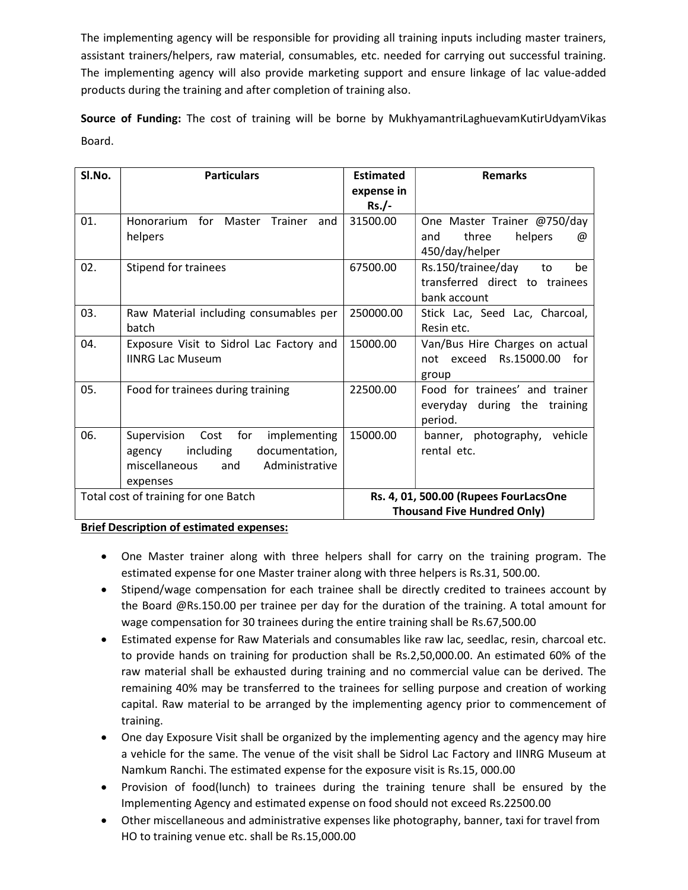The implementing agency will be responsible for providing all training inputs including master trainers, assistant trainers/helpers, raw material, consumables, etc. needed for carrying out successful training. The implementing agency will also provide marketing support and ensure linkage of lac value-added products during the training and after completion of training also.

**Source of Funding:** The cost of training will be borne by MukhyamantriLaghuevamKutirUdyamVikas Board.

| Sl.No. | Particulars | Estimated expense in Rs./- | Remarks |
|---|---|---|---|
| 01. | Honorarium for Master Trainer and helpers | 31500.00 | One Master Trainer @750/day and three helpers @ 450/day/helper |
| 02. | Stipend for trainees | 67500.00 | Rs.150/trainee/day to be transferred direct to trainees bank account |
| 03. | Raw Material including consumables per batch | 250000.00 | Stick Lac, Seed Lac, Charcoal, Resin etc. |
| 04. | Exposure Visit to Sidrol Lac Factory and IINRG Lac Museum | 15000.00 | Van/Bus Hire Charges on actual not exceed Rs.15000.00 for group |
| 05. | Food for trainees during training | 22500.00 | Food for trainees' and trainer everyday during the training period. |
| 06. | Supervision Cost for implementing agency including documentation, miscellaneous and Administrative expenses | 15000.00 | banner, photography, vehicle rental etc. |
| Total cost of training for one Batch | | **Rs. 4, 01, 500.00 (Rupees FourLacsOne Thousand Five Hundred Only)** | |

**<u>Brief Description of estimated expenses:</u>**

- One Master trainer along with three helpers shall for carry on the training program. The estimated expense for one Master trainer along with three helpers is Rs.31, 500.00.
- Stipend/wage compensation for each trainee shall be directly credited to trainees account by the Board @Rs.150.00 per trainee per day for the duration of the training. A total amount for wage compensation for 30 trainees during the entire training shall be Rs.67,500.00
- Estimated expense for Raw Materials and consumables like raw lac, seedlac, resin, charcoal etc. to provide hands on training for production shall be Rs.2,50,000.00. An estimated 60% of the raw material shall be exhausted during training and no commercial value can be derived. The remaining 40% may be transferred to the trainees for selling purpose and creation of working capital. Raw material to be arranged by the implementing agency prior to commencement of training.
- One day Exposure Visit shall be organized by the implementing agency and the agency may hire a vehicle for the same. The venue of the visit shall be Sidrol Lac Factory and IINRG Museum at Namkum Ranchi. The estimated expense for the exposure visit is Rs.15, 000.00
- Provision of food(lunch) to trainees during the training tenure shall be ensured by the Implementing Agency and estimated expense on food should not exceed Rs.22500.00
- Other miscellaneous and administrative expenses like photography, banner, taxi for travel from HO to training venue etc. shall be Rs.15,000.00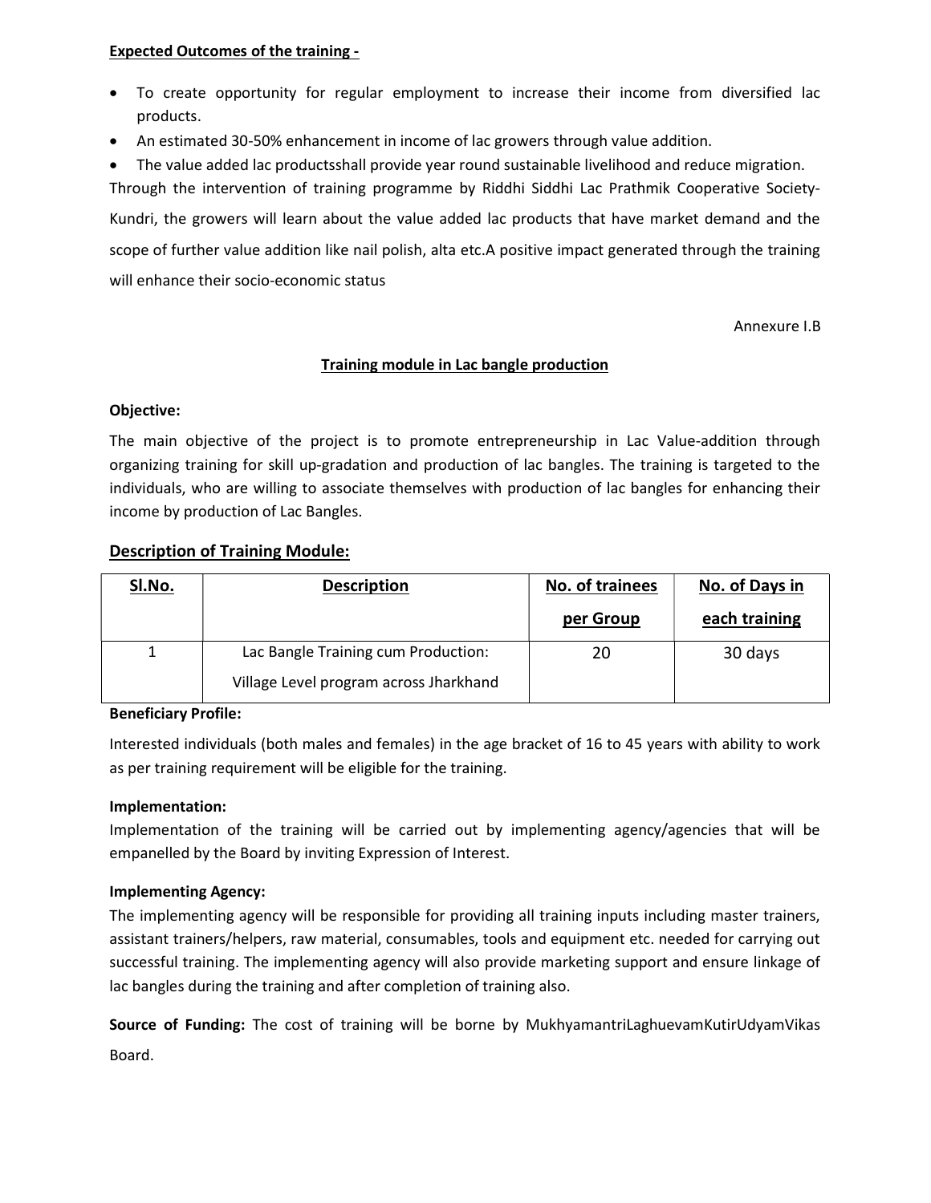**Expected Outcomes of the training -**

- To create opportunity for regular employment to increase their income from diversified lac products.
- An estimated 30-50% enhancement in income of lac growers through value addition.
- The value added lac productsshall provide year round sustainable livelihood and reduce migration.

Through the intervention of training programme by Riddhi Siddhi Lac Prathmik Cooperative Society-Kundri, the growers will learn about the value added lac products that have market demand and the scope of further value addition like nail polish, alta etc.A positive impact generated through the training will enhance their socio-economic status

Annexure I.B

**Training module in Lac bangle production**

**Objective:**

The main objective of the project is to promote entrepreneurship in Lac Value-addition through organizing training for skill up-gradation and production of lac bangles. The training is targeted to the individuals, who are willing to associate themselves with production of lac bangles for enhancing their income by production of Lac Bangles.

**Description of Training Module:**

| Sl.No. | Description | No. of trainees per Group | No. of Days in each training |
|---|---|---|---|
| 1 | Lac Bangle Training cum Production: Village Level program across Jharkhand | 20 | 30 days |

**Beneficiary Profile:**

Interested individuals (both males and females) in the age bracket of 16 to 45 years with ability to work as per training requirement will be eligible for the training.

**Implementation:**

Implementation of the training will be carried out by implementing agency/agencies that will be empanelled by the Board by inviting Expression of Interest.

**Implementing Agency:**

The implementing agency will be responsible for providing all training inputs including master trainers, assistant trainers/helpers, raw material, consumables, tools and equipment etc. needed for carrying out successful training. The implementing agency will also provide marketing support and ensure linkage of lac bangles during the training and after completion of training also.

**Source of Funding:** The cost of training will be borne by MukhyamantriLaghuevamKutirUdyamVikas Board.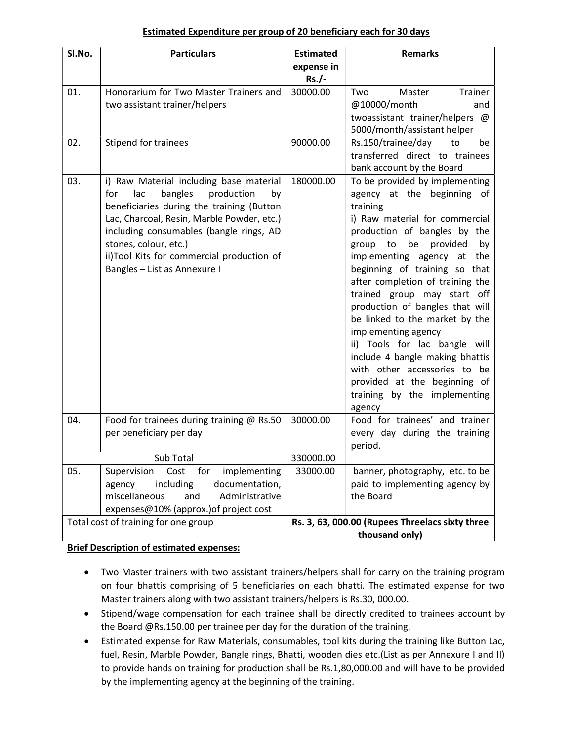**Estimated Expenditure per group of 20 beneficiary each for 30 days**

| Sl.No. | Particulars | Estimated expense in Rs./- | Remarks |
|---|---|---|---|
| 01. | Honorarium for Two Master Trainers and two assistant trainer/helpers | 30000.00 | Two Master Trainer @10000/month and twoassistant trainer/helpers @ 5000/month/assistant helper |
| 02. | Stipend for trainees | 90000.00 | Rs.150/trainee/day to be transferred direct to trainees bank account by the Board |
| 03. | i) Raw Material including base material for lac bangles production by beneficiaries during the training (Button Lac, Charcoal, Resin, Marble Powder, etc.) including consumables (bangle rings, AD stones, colour, etc.)<br>ii)Tool Kits for commercial production of Bangles – List as Annexure I | 180000.00 | To be provided by implementing agency at the beginning of training<br>i) Raw material for commercial production of bangles by the group to be provided by implementing agency at the beginning of training so that after completion of training the trained group may start off production of bangles that will be linked to the market by the implementing agency<br>ii) Tools for lac bangle will include 4 bangle making bhattis with other accessories to be provided at the beginning of training by the implementing agency |
| 04. | Food for trainees during training @ Rs.50 per beneficiary per day | 30000.00 | Food for trainees' and trainer every day during the training period. |
| | Sub Total | 330000.00 | |
| 05. | Supervision Cost for implementing agency including documentation, miscellaneous and Administrative expenses@10% (approx.)of project cost | 33000.00 | banner, photography, etc. to be paid to implementing agency by the Board |
| | Total cost of training for one group | **Rs. 3, 63, 000.00 (Rupees Threelacs sixty three thousand only)** | |

**Brief Description of estimated expenses:**

- Two Master trainers with two assistant trainers/helpers shall for carry on the training program on four bhattis comprising of 5 beneficiaries on each bhatti. The estimated expense for two Master trainers along with two assistant trainers/helpers is Rs.30, 000.00.
- Stipend/wage compensation for each trainee shall be directly credited to trainees account by the Board @Rs.150.00 per trainee per day for the duration of the training.
- Estimated expense for Raw Materials, consumables, tool kits during the training like Button Lac, fuel, Resin, Marble Powder, Bangle rings, Bhatti, wooden dies etc.(List as per Annexure I and II) to provide hands on training for production shall be Rs.1,80,000.00 and will have to be provided by the implementing agency at the beginning of the training.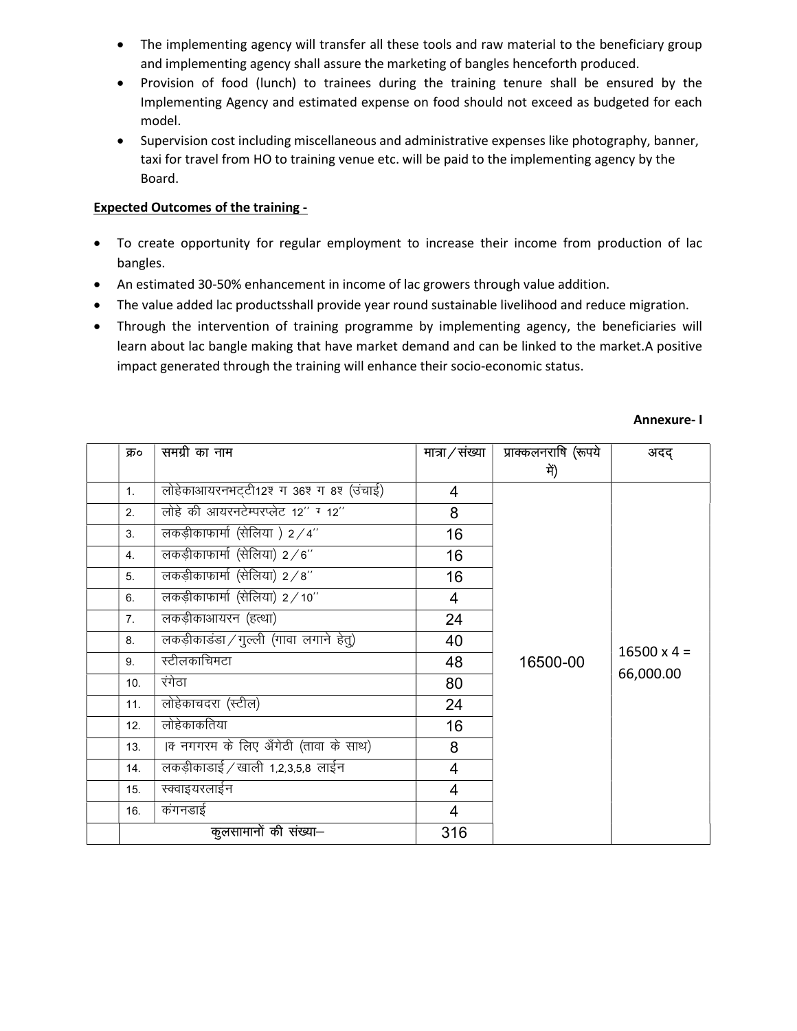- The implementing agency will transfer all these tools and raw material to the beneficiary group and implementing agency shall assure the marketing of bangles henceforth produced.
- Provision of food (lunch) to trainees during the training tenure shall be ensured by the Implementing Agency and estimated expense on food should not exceed as budgeted for each model.
- Supervision cost including miscellaneous and administrative expenses like photography, banner, taxi for travel from HO to training venue etc. will be paid to the implementing agency by the Board.

**Expected Outcomes of the training -**

- To create opportunity for regular employment to increase their income from production of lac bangles.
- An estimated 30-50% enhancement in income of lac growers through value addition.
- The value added lac productsshall provide year round sustainable livelihood and reduce migration.
- Through the intervention of training programme by implementing agency, the beneficiaries will learn about lac bangle making that have market demand and can be linked to the market.A positive impact generated through the training will enhance their socio-economic status.

**Annexure- I**

| क्र० | समग्री का नाम | मात्रा/संख्या | प्राक्कलनराषि (रूपये में) | अदद् |
|---|---|---|---|---|
| 1. | लोहेकाआयरनभट्टी12श ग 36श ग 8श (उंचाई) | 4 | 16500-00 | 16500 x 4 = 66,000.00 |
| 2. | लोहे की आयरनटेम्परप्लेट 12'' ग 12'' | 8 | | |
| 3. | लकड़ीकाफार्मा (सेलिया ) 2/4'' | 16 | | |
| 4. | लकड़ीकाफार्मा (सेलिया) 2/6'' | 16 | | |
| 5. | लकड़ीकाफार्मा (सेलिया) 2/8'' | 16 | | |
| 6. | लकड़ीकाफार्मा (सेलिया) 2/10'' | 4 | | |
| 7. | लकड़ीकाआयरन (हत्था) | 24 | | |
| 8. | लकड़ीकाडंडा/गुल्ली (गावा लगाने हेतु) | 40 | | |
| 9. | स्टीलकाचिमटा | 48 | | |
| 10. | रंगेठा | 80 | | |
| 11. | लोहेकाचदरा (स्टील) | 24 | | |
| 12. | लोहेकाकतिया | 16 | | |
| 13. | ।क नगगरम के लिए अँगेठी (तावा के साथ) | 8 | | |
| 14. | लकड़ीकाडाई/खाली 1,2,3,5,8 लाईन | 4 | | |
| 15. | स्क्वाइयरलाईन | 4 | | |
| 16. | कंगनडाई | 4 | | |
| | कुलसामानों की संख्या– | 316 | | |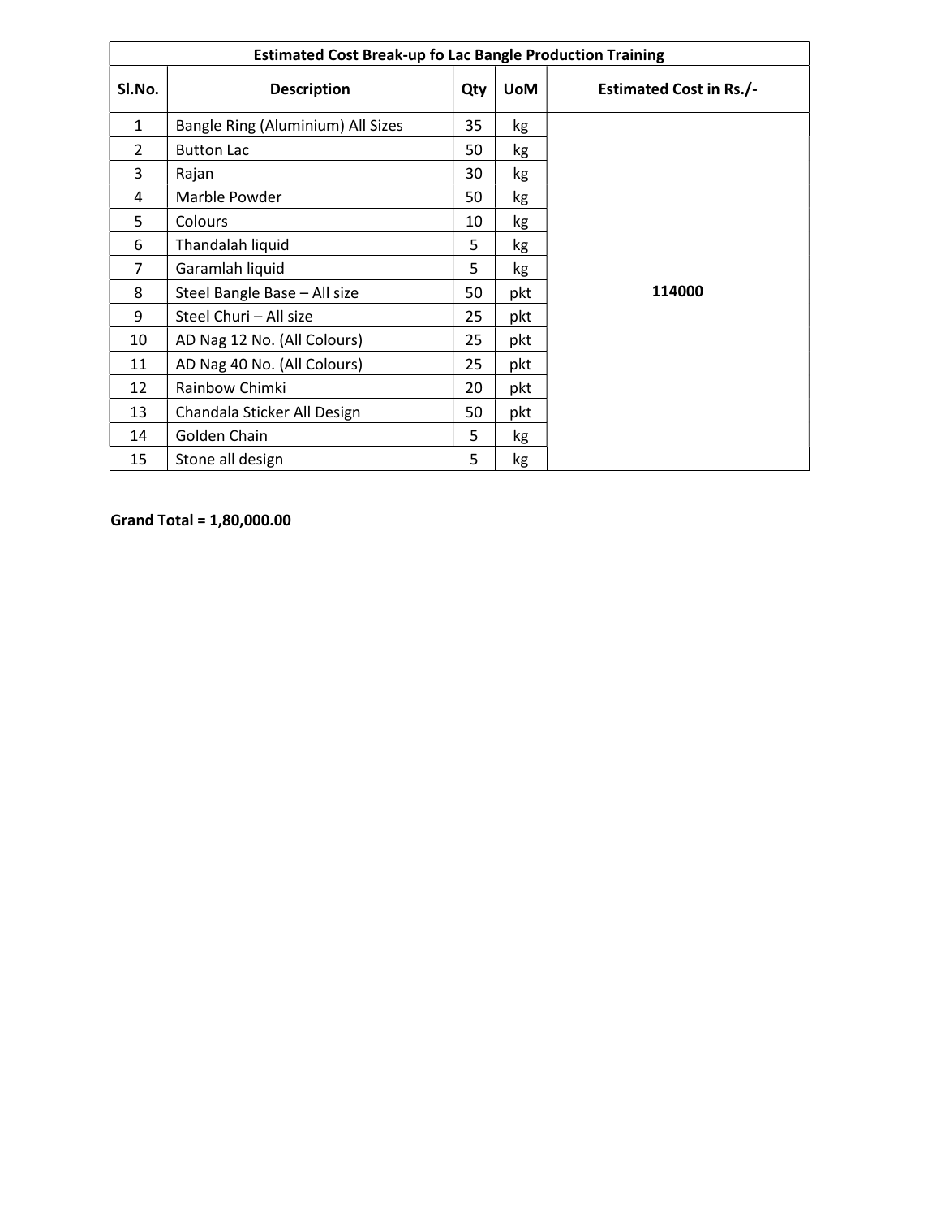| Estimated Cost Break-up fo Lac Bangle Production Training | | | | |
|---|---|---|---|---|
| **Sl.No.** | **Description** | **Qty** | **UoM** | **Estimated Cost in Rs./-** |
| 1 | Bangle Ring (Aluminium) All Sizes | 35 | kg | **114000** |
| 2 | Button Lac | 50 | kg | |
| 3 | Rajan | 30 | kg | |
| 4 | Marble Powder | 50 | kg | |
| 5 | Colours | 10 | kg | |
| 6 | Thandalah liquid | 5 | kg | |
| 7 | Garamlah liquid | 5 | kg | |
| 8 | Steel Bangle Base – All size | 50 | pkt | |
| 9 | Steel Churi – All size | 25 | pkt | |
| 10 | AD Nag 12 No. (All Colours) | 25 | pkt | |
| 11 | AD Nag 40 No. (All Colours) | 25 | pkt | |
| 12 | Rainbow Chimki | 20 | pkt | |
| 13 | Chandala Sticker All Design | 50 | pkt | |
| 14 | Golden Chain | 5 | kg | |
| 15 | Stone all design | 5 | kg | |

**Grand Total = 1,80,000.00**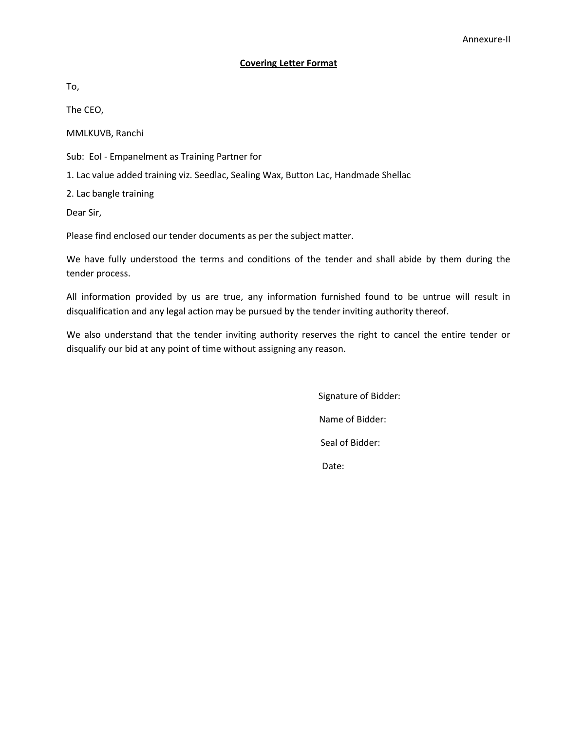Annexure-II

**Covering Letter Format**

To,

The CEO,

MMLKUVB, Ranchi

Sub: EoI - Empanelment as Training Partner for

1. Lac value added training viz. Seedlac, Sealing Wax, Button Lac, Handmade Shellac
2. Lac bangle training

Dear Sir,

Please find enclosed our tender documents as per the subject matter.

We have fully understood the terms and conditions of the tender and shall abide by them during the tender process.

All information provided by us are true, any information furnished found to be untrue will result in disqualification and any legal action may be pursued by the tender inviting authority thereof.

We also understand that the tender inviting authority reserves the right to cancel the entire tender or disqualify our bid at any point of time without assigning any reason.

Signature of Bidder:

Name of Bidder:

Seal of Bidder:

Date: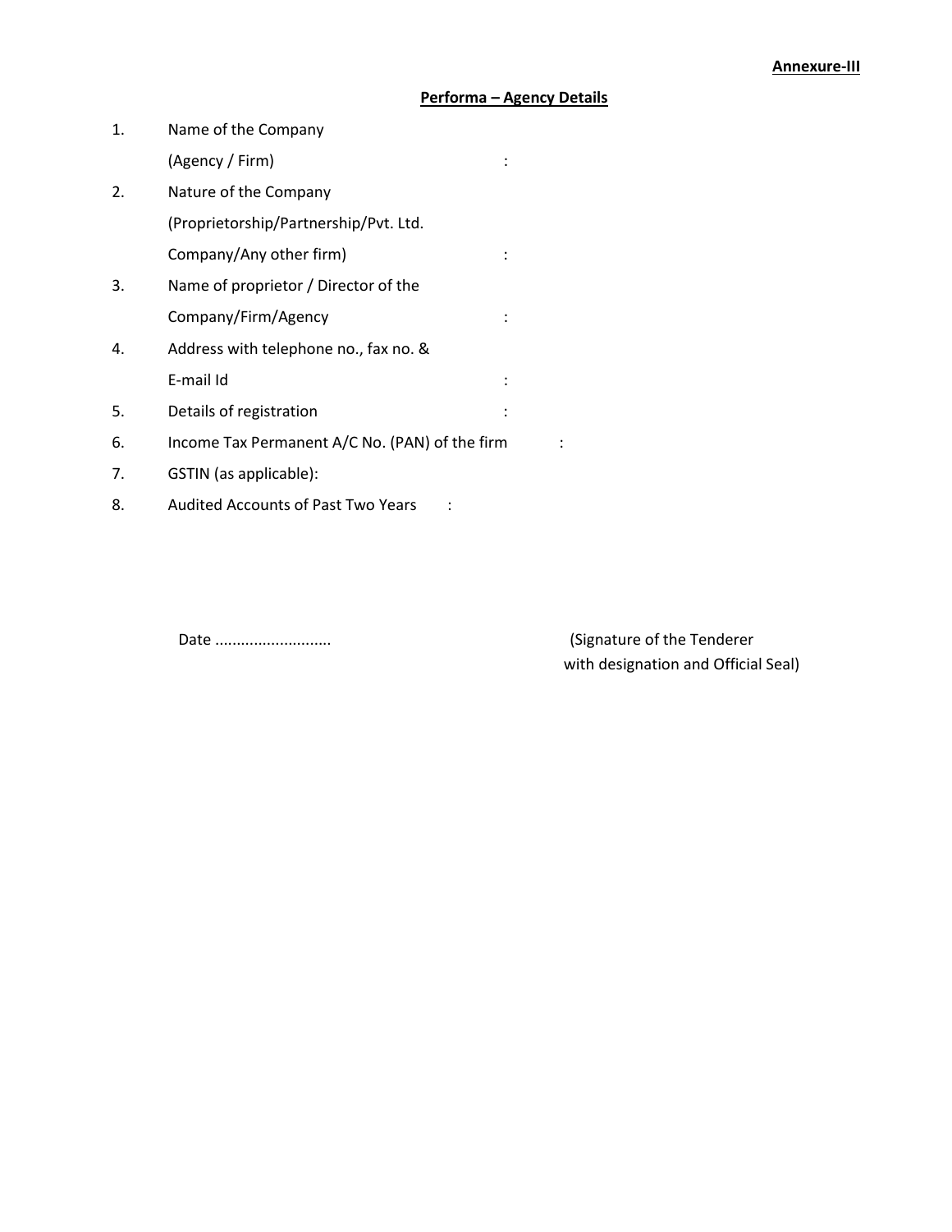**Annexure-III**

**Performa – Agency Details**

1. Name of the Company (Agency / Firm) :
2. Nature of the Company (Proprietorship/Partnership/Pvt. Ltd. Company/Any other firm) :
3. Name of proprietor / Director of the Company/Firm/Agency :
4. Address with telephone no., fax no. & E-mail Id :
5. Details of registration :
6. Income Tax Permanent A/C No. (PAN) of the firm :
7. GSTIN (as applicable):
8. Audited Accounts of Past Two Years :

Date ..........................

(Signature of the Tenderer with designation and Official Seal)